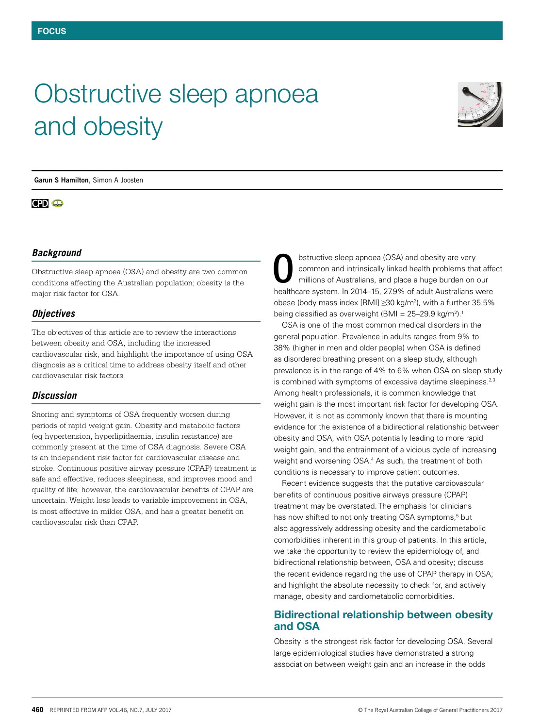FOCUS

# Obstructive sleep apnoea and obesity

**Garun S Hamilton**, Simon A Joosten

CPD

### *Background*

Obstructive sleep apnoea (OSA) and obesity are two common conditions affecting the Australian population; obesity is the major risk factor for OSA.

### *Objectives*

The objectives of this article are to review the interactions between obesity and OSA, including the increased cardiovascular risk, and highlight the importance of using OSA diagnosis as a critical time to address obesity itself and other cardiovascular risk factors.

### *Discussion*

Snoring and symptoms of OSA frequently worsen during periods of rapid weight gain. Obesity and metabolic factors (eg hypertension, hyperlipidaemia, insulin resistance) are commonly present at the time of OSA diagnosis. Severe OSA is an independent risk factor for cardiovascular disease and stroke. Continuous positive airway pressure (CPAP) treatment is safe and effective, reduces sleepiness, and improves mood and quality of life; however, the cardiovascular benefits of CPAP are uncertain. Weight loss leads to variable improvement in OSA, is most effective in milder OSA, and has a greater benefit on cardiovascular risk than CPAP.

Obstructive sleep apnoea (OSA) and obesity are very common and intrinsically linked health problems that affect millions of Australians, and place a huge burden on our healthcare system. In 2014–15, 27.9% of adult Australians were obese (body mass index [BMI] $\geq$30 kg/m$^2$), with a further 35.5% being classified as overweight (BMI = 25–29.9 kg/m$^2$).[1]

OSA is one of the most common medical disorders in the general population. Prevalence in adults ranges from 9% to 38% (higher in men and older people) when OSA is defined as disordered breathing present on a sleep study, although prevalence is in the range of 4% to 6% when OSA on sleep study is combined with symptoms of excessive daytime sleepiness.[2,3] Among health professionals, it is common knowledge that weight gain is the most important risk factor for developing OSA. However, it is not as commonly known that there is mounting evidence for the existence of a bidirectional relationship between obesity and OSA, with OSA potentially leading to more rapid weight gain, and the entrainment of a vicious cycle of increasing weight and worsening OSA.[4] As such, the treatment of both conditions is necessary to improve patient outcomes.

Recent evidence suggests that the putative cardiovascular benefits of continuous positive airways pressure (CPAP) treatment may be overstated. The emphasis for clinicians has now shifted to not only treating OSA symptoms,[5] but also aggressively addressing obesity and the cardiometabolic comorbidities inherent in this group of patients. In this article, we take the opportunity to review the epidemiology of, and bidirectional relationship between, OSA and obesity; discuss the recent evidence regarding the use of CPAP therapy in OSA; and highlight the absolute necessity to check for, and actively manage, obesity and cardiometabolic comorbidities.

## Bidirectional relationship between obesity and OSA

Obesity is the strongest risk factor for developing OSA. Several large epidemiological studies have demonstrated a strong association between weight gain and an increase in the odds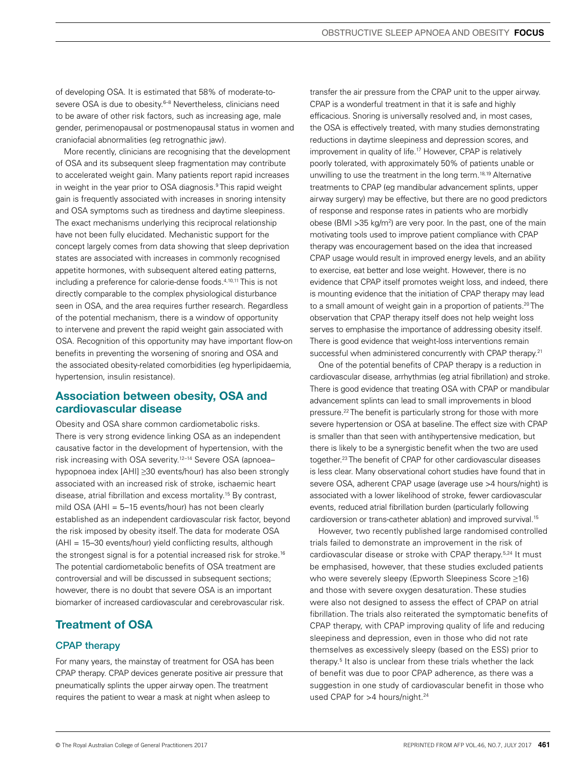of developing OSA. It is estimated that 58% of moderate-to-severe OSA is due to obesity.[6–8] Nevertheless, clinicians need to be aware of other risk factors, such as increasing age, male gender, perimenopausal or postmenopausal status in women and craniofacial abnormalities (eg retrognathic jaw).

More recently, clinicians are recognising that the development of OSA and its subsequent sleep fragmentation may contribute to accelerated weight gain. Many patients report rapid increases in weight in the year prior to OSA diagnosis.[9] This rapid weight gain is frequently associated with increases in snoring intensity and OSA symptoms such as tiredness and daytime sleepiness. The exact mechanisms underlying this reciprocal relationship have not been fully elucidated. Mechanistic support for the concept largely comes from data showing that sleep deprivation states are associated with increases in commonly recognised appetite hormones, with subsequent altered eating patterns, including a preference for calorie-dense foods.[4,10,11] This is not directly comparable to the complex physiological disturbance seen in OSA, and the area requires further research. Regardless of the potential mechanism, there is a window of opportunity to intervene and prevent the rapid weight gain associated with OSA. Recognition of this opportunity may have important flow-on benefits in preventing the worsening of snoring and OSA and the associated obesity-related comorbidities (eg hyperlipidaemia, hypertension, insulin resistance).

## Association between obesity, OSA and cardiovascular disease

Obesity and OSA share common cardiometabolic risks. There is very strong evidence linking OSA as an independent causative factor in the development of hypertension, with the risk increasing with OSA severity.[12–14] Severe OSA (apnoea–hypopnoea index [AHI] ≥30 events/hour) has also been strongly associated with an increased risk of stroke, ischaemic heart disease, atrial fibrillation and excess mortality.[15] By contrast, mild OSA (AHI = 5–15 events/hour) has not been clearly established as an independent cardiovascular risk factor, beyond the risk imposed by obesity itself. The data for moderate OSA (AHI = 15–30 events/hour) yield conflicting results, although the strongest signal is for a potential increased risk for stroke.[16] The potential cardiometabolic benefits of OSA treatment are controversial and will be discussed in subsequent sections; however, there is no doubt that severe OSA is an important biomarker of increased cardiovascular and cerebrovascular risk.

## Treatment of OSA

### CPAP therapy

For many years, the mainstay of treatment for OSA has been CPAP therapy. CPAP devices generate positive air pressure that pneumatically splints the upper airway open. The treatment requires the patient to wear a mask at night when asleep to transfer the air pressure from the CPAP unit to the upper airway. CPAP is a wonderful treatment in that it is safe and highly efficacious. Snoring is universally resolved and, in most cases, the OSA is effectively treated, with many studies demonstrating reductions in daytime sleepiness and depression scores, and improvement in quality of life.[17] However, CPAP is relatively poorly tolerated, with approximately 50% of patients unable or unwilling to use the treatment in the long term.[18,19] Alternative treatments to CPAP (eg mandibular advancement splints, upper airway surgery) may be effective, but there are no good predictors of response and response rates in patients who are morbidly obese (BMI >35 kg/m$^2$) are very poor. In the past, one of the main motivating tools used to improve patient compliance with CPAP therapy was encouragement based on the idea that increased CPAP usage would result in improved energy levels, and an ability to exercise, eat better and lose weight. However, there is no evidence that CPAP itself promotes weight loss, and indeed, there is mounting evidence that the initiation of CPAP therapy may lead to a small amount of weight gain in a proportion of patients.[20] The observation that CPAP therapy itself does not help weight loss serves to emphasise the importance of addressing obesity itself. There is good evidence that weight-loss interventions remain successful when administered concurrently with CPAP therapy.[21]

One of the potential benefits of CPAP therapy is a reduction in cardiovascular disease, arrhythmias (eg atrial fibrillation) and stroke. There is good evidence that treating OSA with CPAP or mandibular advancement splints can lead to small improvements in blood pressure.[22] The benefit is particularly strong for those with more severe hypertension or OSA at baseline. The effect size with CPAP is smaller than that seen with antihypertensive medication, but there is likely to be a synergistic benefit when the two are used together.[23] The benefit of CPAP for other cardiovascular diseases is less clear. Many observational cohort studies have found that in severe OSA, adherent CPAP usage (average use >4 hours/night) is associated with a lower likelihood of stroke, fewer cardiovascular events, reduced atrial fibrillation burden (particularly following cardioversion or trans-catheter ablation) and improved survival.[15]

However, two recently published large randomised controlled trials failed to demonstrate an improvement in the risk of cardiovascular disease or stroke with CPAP therapy.[5,24] It must be emphasised, however, that these studies excluded patients who were severely sleepy (Epworth Sleepiness Score ≥16) and those with severe oxygen desaturation. These studies were also not designed to assess the effect of CPAP on atrial fibrillation. The trials also reiterated the symptomatic benefits of CPAP therapy, with CPAP improving quality of life and reducing sleepiness and depression, even in those who did not rate themselves as excessively sleepy (based on the ESS) prior to therapy.[5] It also is unclear from these trials whether the lack of benefit was due to poor CPAP adherence, as there was a suggestion in one study of cardiovascular benefit in those who used CPAP for >4 hours/night.[24]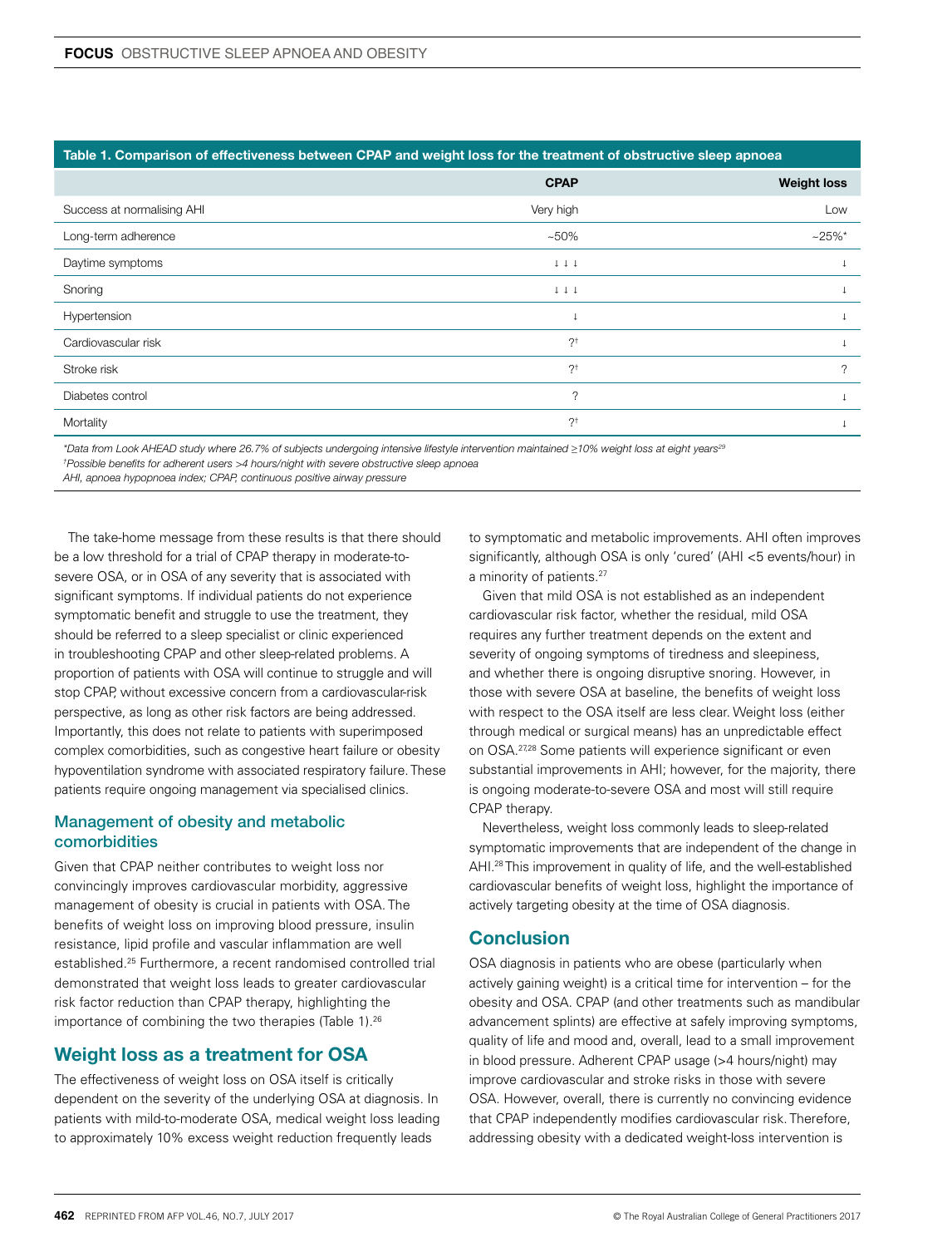**Table 1. Comparison of effectiveness between CPAP and weight loss for the treatment of obstructive sleep apnoea**

| | CPAP | Weight loss |
|---|---|---|
| Success at normalising AHI | Very high | Low |
| Long-term adherence | ~50% | ~25%* |
| Daytime symptoms | ↓↓↓ | ↓ |
| Snoring | ↓↓↓ | ↓ |
| Hypertension | ↓ | ↓ |
| Cardiovascular risk | ?† | ↓ |
| Stroke risk | ?† | ? |
| Diabetes control | ? | ↓ |
| Mortality | ?† | ↓ |

*Data from Look AHEAD study where 26.7% of subjects undergoing intensive lifestyle intervention maintained ≥10% weight loss at eight years[29]
†Possible benefits for adherent users >4 hours/night with severe obstructive sleep apnoea
AHI, apnoea hypopnoea index; CPAP, continuous positive airway pressure

The take-home message from these results is that there should be a low threshold for a trial of CPAP therapy in moderate-to-severe OSA, or in OSA of any severity that is associated with significant symptoms. If individual patients do not experience symptomatic benefit and struggle to use the treatment, they should be referred to a sleep specialist or clinic experienced in troubleshooting CPAP and other sleep-related problems. A proportion of patients with OSA will continue to struggle and will stop CPAP, without excessive concern from a cardiovascular-risk perspective, as long as other risk factors are being addressed. Importantly, this does not relate to patients with superimposed complex comorbidities, such as congestive heart failure or obesity hypoventilation syndrome with associated respiratory failure. These patients require ongoing management via specialised clinics.

### Management of obesity and metabolic comorbidities

Given that CPAP neither contributes to weight loss nor convincingly improves cardiovascular morbidity, aggressive management of obesity is crucial in patients with OSA. The benefits of weight loss on improving blood pressure, insulin resistance, lipid profile and vascular inflammation are well established.[25] Furthermore, a recent randomised controlled trial demonstrated that weight loss leads to greater cardiovascular risk factor reduction than CPAP therapy, highlighting the importance of combining the two therapies (Table 1).[26]

## Weight loss as a treatment for OSA

The effectiveness of weight loss on OSA itself is critically dependent on the severity of the underlying OSA at diagnosis. In patients with mild-to-moderate OSA, medical weight loss leading to approximately 10% excess weight reduction frequently leads to symptomatic and metabolic improvements. AHI often improves significantly, although OSA is only 'cured' (AHI <5 events/hour) in a minority of patients.[27]

Given that mild OSA is not established as an independent cardiovascular risk factor, whether the residual, mild OSA requires any further treatment depends on the extent and severity of ongoing symptoms of tiredness and sleepiness, and whether there is ongoing disruptive snoring. However, in those with severe OSA at baseline, the benefits of weight loss with respect to the OSA itself are less clear. Weight loss (either through medical or surgical means) has an unpredictable effect on OSA.[27,28] Some patients will experience significant or even substantial improvements in AHI; however, for the majority, there is ongoing moderate-to-severe OSA and most will still require CPAP therapy.

Nevertheless, weight loss commonly leads to sleep-related symptomatic improvements that are independent of the change in AHI.[28] This improvement in quality of life, and the well-established cardiovascular benefits of weight loss, highlight the importance of actively targeting obesity at the time of OSA diagnosis.

## Conclusion

OSA diagnosis in patients who are obese (particularly when actively gaining weight) is a critical time for intervention – for the obesity and OSA. CPAP (and other treatments such as mandibular advancement splints) are effective at safely improving symptoms, quality of life and mood and, overall, lead to a small improvement in blood pressure. Adherent CPAP usage (>4 hours/night) may improve cardiovascular and stroke risks in those with severe OSA. However, overall, there is currently no convincing evidence that CPAP independently modifies cardiovascular risk. Therefore, addressing obesity with a dedicated weight-loss intervention is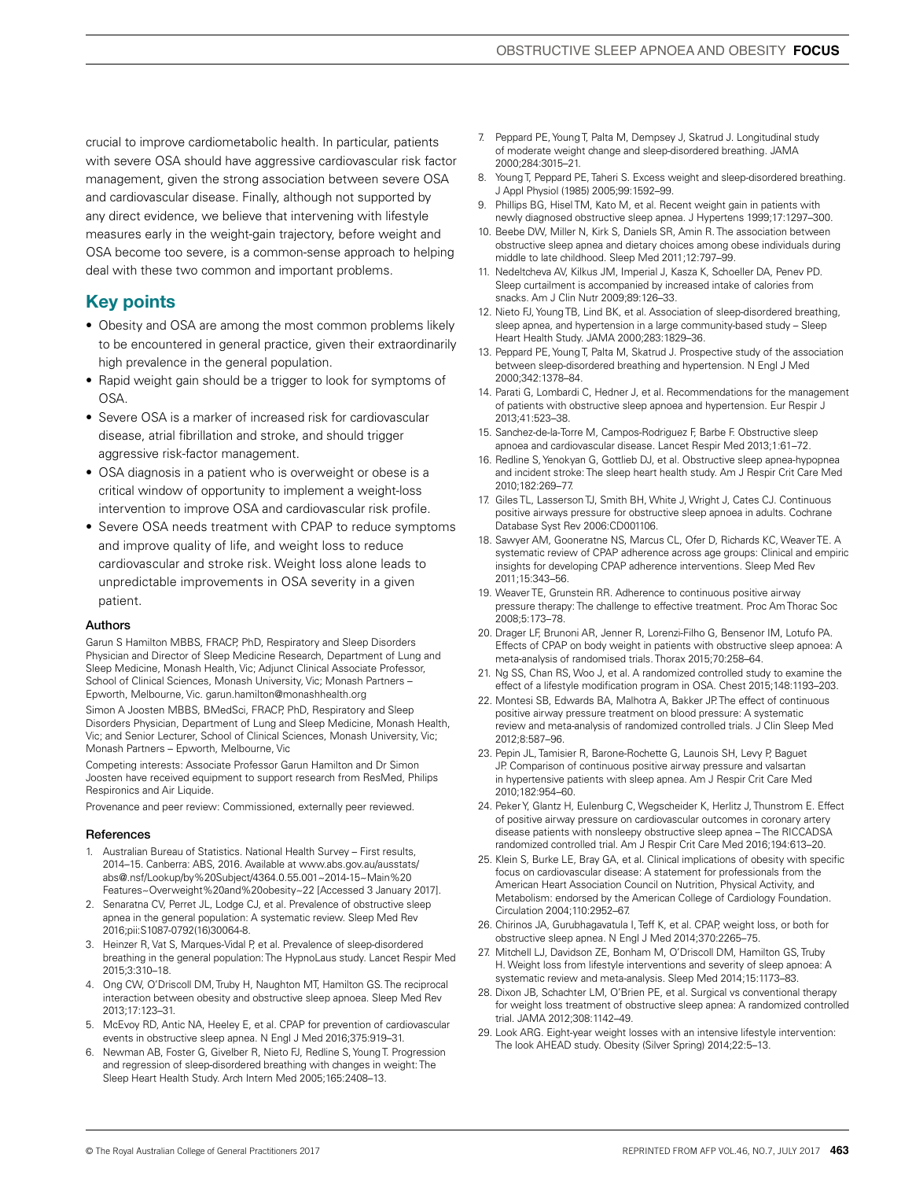crucial to improve cardiometabolic health. In particular, patients with severe OSA should have aggressive cardiovascular risk factor management, given the strong association between severe OSA and cardiovascular disease. Finally, although not supported by any direct evidence, we believe that intervening with lifestyle measures early in the weight-gain trajectory, before weight and OSA become too severe, is a common-sense approach to helping deal with these two common and important problems.

## Key points

- Obesity and OSA are among the most common problems likely to be encountered in general practice, given their extraordinarily high prevalence in the general population.
- Rapid weight gain should be a trigger to look for symptoms of OSA.
- Severe OSA is a marker of increased risk for cardiovascular disease, atrial fibrillation and stroke, and should trigger aggressive risk-factor management.
- OSA diagnosis in a patient who is overweight or obese is a critical window of opportunity to implement a weight-loss intervention to improve OSA and cardiovascular risk profile.
- Severe OSA needs treatment with CPAP to reduce symptoms and improve quality of life, and weight loss to reduce cardiovascular and stroke risk. Weight loss alone leads to unpredictable improvements in OSA severity in a given patient.

### Authors

Garun S Hamilton MBBS, FRACP, PhD, Respiratory and Sleep Disorders Physician and Director of Sleep Medicine Research, Department of Lung and Sleep Medicine, Monash Health, Vic; Adjunct Clinical Associate Professor, School of Clinical Sciences, Monash University, Vic; Monash Partners – Epworth, Melbourne, Vic. garun.hamilton@monashhealth.org

Simon A Joosten MBBS, BMedSci, FRACP, PhD, Respiratory and Sleep Disorders Physician, Department of Lung and Sleep Medicine, Monash Health, Vic; and Senior Lecturer, School of Clinical Sciences, Monash University, Vic; Monash Partners – Epworth, Melbourne, Vic

Competing interests: Associate Professor Garun Hamilton and Dr Simon Joosten have received equipment to support research from ResMed, Philips Respironics and Air Liquide.

Provenance and peer review: Commissioned, externally peer reviewed.

### References

1. Australian Bureau of Statistics. National Health Survey – First results, 2014–15. Canberra: ABS, 2016. Available at www.abs.gov.au/ausstats/abs@.nsf/Lookup/by%20Subject/4364.0.55.001~2014-15~Main%20Features~Overweight%20and%20obesity~22 [Accessed 3 January 2017].
2. Senaratna CV, Perret JL, Lodge CJ, et al. Prevalence of obstructive sleep apnea in the general population: A systematic review. Sleep Med Rev 2016;pii:S1087-0792(16)30064-8.
3. Heinzer R, Vat S, Marques-Vidal P, et al. Prevalence of sleep-disordered breathing in the general population: The HypnoLaus study. Lancet Respir Med 2015;3:310–18.
4. Ong CW, O'Driscoll DM, Truby H, Naughton MT, Hamilton GS. The reciprocal interaction between obesity and obstructive sleep apnoea. Sleep Med Rev 2013;17:123–31.
5. McEvoy RD, Antic NA, Heeley E, et al. CPAP for prevention of cardiovascular events in obstructive sleep apnea. N Engl J Med 2016;375:919–31.
6. Newman AB, Foster G, Givelber R, Nieto FJ, Redline S, Young T. Progression and regression of sleep-disordered breathing with changes in weight: The Sleep Heart Health Study. Arch Intern Med 2005;165:2408–13.
7. Peppard PE, Young T, Palta M, Dempsey J, Skatrud J. Longitudinal study of moderate weight change and sleep-disordered breathing. JAMA 2000;284:3015–21.
8. Young T, Peppard PE, Taheri S. Excess weight and sleep-disordered breathing. J Appl Physiol (1985) 2005;99:1592–99.
9. Phillips BG, Hisel TM, Kato M, et al. Recent weight gain in patients with newly diagnosed obstructive sleep apnea. J Hypertens 1999;17:1297–300.
10. Beebe DW, Miller N, Kirk S, Daniels SR, Amin R. The association between obstructive sleep apnea and dietary choices among obese individuals during middle to late childhood. Sleep Med 2011;12:797–99.
11. Nedeltcheva AV, Kilkus JM, Imperial J, Kasza K, Schoeller DA, Penev PD. Sleep curtailment is accompanied by increased intake of calories from snacks. Am J Clin Nutr 2009;89:126–33.
12. Nieto FJ, Young TB, Lind BK, et al. Association of sleep-disordered breathing, sleep apnea, and hypertension in a large community-based study – Sleep Heart Health Study. JAMA 2000;283:1829–36.
13. Peppard PE, Young T, Palta M, Skatrud J. Prospective study of the association between sleep-disordered breathing and hypertension. N Engl J Med 2000;342:1378–84.
14. Parati G, Lombardi C, Hedner J, et al. Recommendations for the management of patients with obstructive sleep apnoea and hypertension. Eur Respir J 2013;41:523–38.
15. Sanchez-de-la-Torre M, Campos-Rodriguez F, Barbe F. Obstructive sleep apnoea and cardiovascular disease. Lancet Respir Med 2013;1:61–72.
16. Redline S, Yenokyan G, Gottlieb DJ, et al. Obstructive sleep apnea-hypopnea and incident stroke: The sleep heart health study. Am J Respir Crit Care Med 2010;182:269–77.
17. Giles TL, Lasserson TJ, Smith BH, White J, Wright J, Cates CJ. Continuous positive airways pressure for obstructive sleep apnoea in adults. Cochrane Database Syst Rev 2006:CD001106.
18. Sawyer AM, Gooneratne NS, Marcus CL, Ofer D, Richards KC, Weaver TE. A systematic review of CPAP adherence across age groups: Clinical and empiric insights for developing CPAP adherence interventions. Sleep Med Rev 2011;15:343–56.
19. Weaver TE, Grunstein RR. Adherence to continuous positive airway pressure therapy: The challenge to effective treatment. Proc Am Thorac Soc 2008;5:173–78.
20. Drager LF, Brunoni AR, Jenner R, Lorenzi-Filho G, Bensenor IM, Lotufo PA. Effects of CPAP on body weight in patients with obstructive sleep apnoea: A meta-analysis of randomised trials. Thorax 2015;70:258–64.
21. Ng SS, Chan RS, Woo J, et al. A randomized controlled study to examine the effect of a lifestyle modification program in OSA. Chest 2015;148:1193–203.
22. Montesi SB, Edwards BA, Malhotra A, Bakker JP. The effect of continuous positive airway pressure treatment on blood pressure: A systematic review and meta-analysis of randomized controlled trials. J Clin Sleep Med 2012;8:587–96.
23. Pepin JL, Tamisier R, Barone-Rochette G, Launois SH, Levy P, Baguet JP. Comparison of continuous positive airway pressure and valsartan in hypertensive patients with sleep apnea. Am J Respir Crit Care Med 2010;182:954–60.
24. Peker Y, Glantz H, Eulenburg C, Wegscheider K, Herlitz J, Thunstrom E. Effect of positive airway pressure on cardiovascular outcomes in coronary artery disease patients with nonsleepy obstructive sleep apnea – The RICCADSA randomized controlled trial. Am J Respir Crit Care Med 2016;194:613–20.
25. Klein S, Burke LE, Bray GA, et al. Clinical implications of obesity with specific focus on cardiovascular disease: A statement for professionals from the American Heart Association Council on Nutrition, Physical Activity, and Metabolism: endorsed by the American College of Cardiology Foundation. Circulation 2004;110:2952–67.
26. Chirinos JA, Gurubhagavatula I, Teff K, et al. CPAP, weight loss, or both for obstructive sleep apnea. N Engl J Med 2014;370:2265–75.
27. Mitchell LJ, Davidson ZE, Bonham M, O'Driscoll DM, Hamilton GS, Truby H. Weight loss from lifestyle interventions and severity of sleep apnoea: A systematic review and meta-analysis. Sleep Med 2014;15:1173–83.
28. Dixon JB, Schachter LM, O'Brien PE, et al. Surgical vs conventional therapy for weight loss treatment of obstructive sleep apnea: A randomized controlled trial. JAMA 2012;308:1142–49.
29. Look ARG. Eight-year weight losses with an intensive lifestyle intervention: The look AHEAD study. Obesity (Silver Spring) 2014;22:5–13.